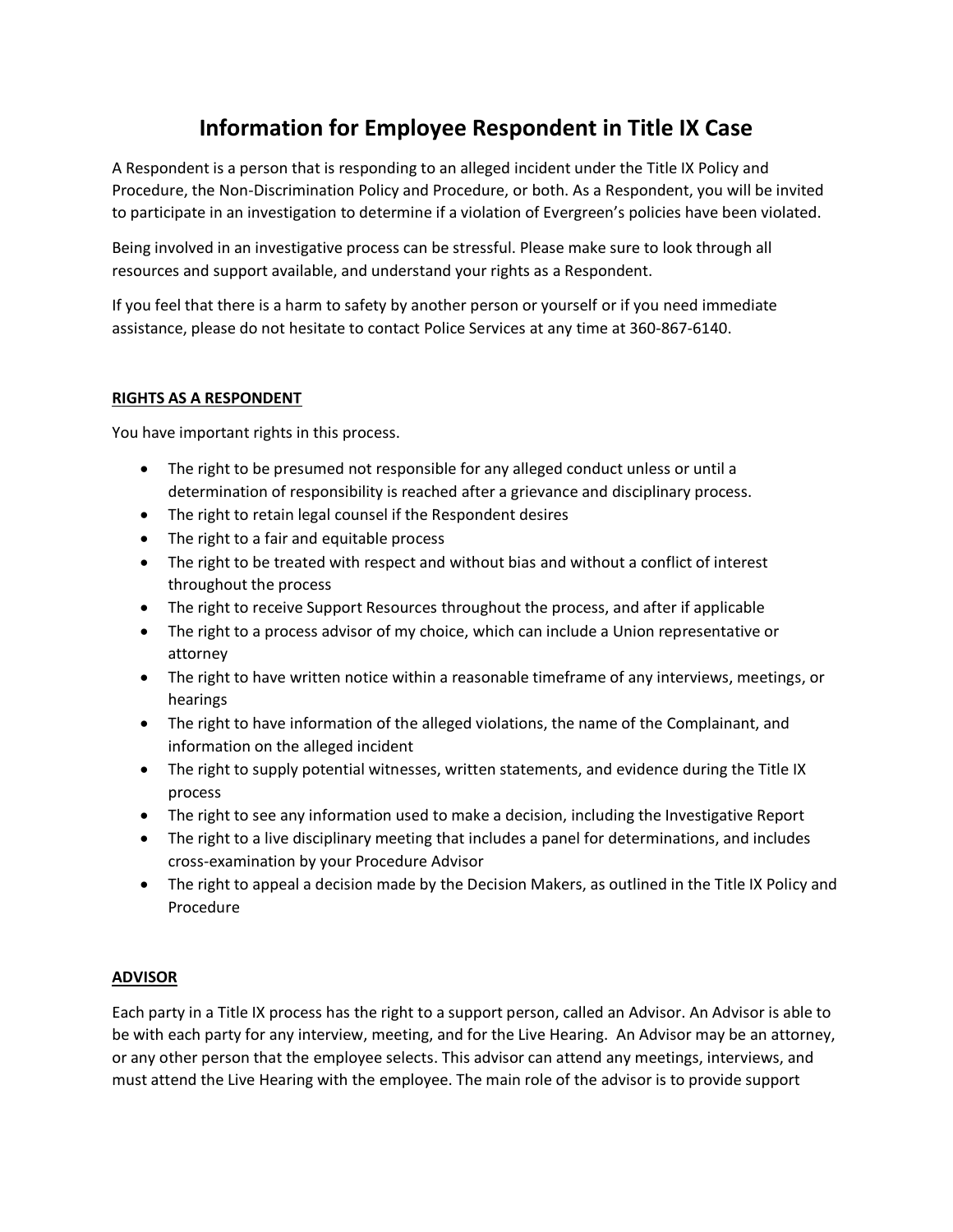# Information for Employee Respondent in Title IX Case

A Respondent is a person that is responding to an alleged incident under the Title IX Policy and Procedure, the Non-Discrimination Policy and Procedure, or both. As a Respondent, you will be invited to participate in an investigation to determine if a violation of Evergreen's policies have been violated.

Being involved in an investigative process can be stressful. Please make sure to look through all resources and support available, and understand your rights as a Respondent.

If you feel that there is a harm to safety by another person or yourself or if you need immediate assistance, please do not hesitate to contact Police Services at any time at 360-867-6140.

## RIGHTS AS A RESPONDENT

You have important rights in this process.

- The right to be presumed not responsible for any alleged conduct unless or until a determination of responsibility is reached after a grievance and disciplinary process.
- The right to retain legal counsel if the Respondent desires
- The right to a fair and equitable process
- The right to be treated with respect and without bias and without a conflict of interest throughout the process
- The right to receive Support Resources throughout the process, and after if applicable
- The right to a process advisor of my choice, which can include a Union representative or attorney
- The right to have written notice within a reasonable timeframe of any interviews, meetings, or hearings
- The right to have information of the alleged violations, the name of the Complainant, and information on the alleged incident
- The right to supply potential witnesses, written statements, and evidence during the Title IX process
- The right to see any information used to make a decision, including the Investigative Report
- The right to a live disciplinary meeting that includes a panel for determinations, and includes cross-examination by your Procedure Advisor
- The right to appeal a decision made by the Decision Makers, as outlined in the Title IX Policy and Procedure

## ADVISOR

Each party in a Title IX process has the right to a support person, called an Advisor. An Advisor is able to be with each party for any interview, meeting, and for the Live Hearing. An Advisor may be an attorney, or any other person that the employee selects. This advisor can attend any meetings, interviews, and must attend the Live Hearing with the employee. The main role of the advisor is to provide support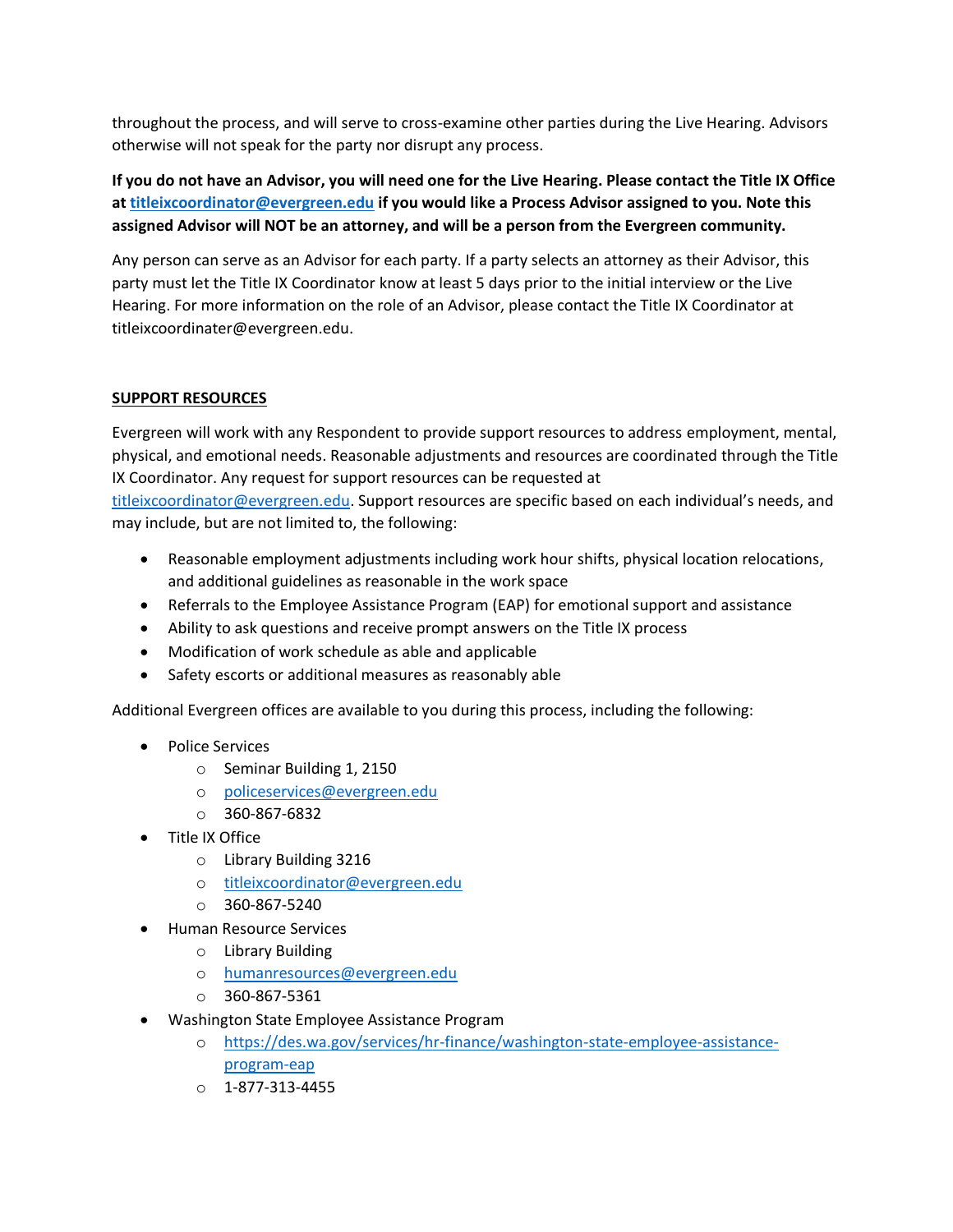throughout the process, and will serve to cross-examine other parties during the Live Hearing. Advisors otherwise will not speak for the party nor disrupt any process.

**If you do not have an Advisor, you will need one for the Live Hearing. Please contact the Title IX Office at [titleixcoordinator@evergreen.edu](mailto:titleixcoordinator@evergreen.edu) if you would like a Process Advisor assigned to you. Note this assigned Advisor will NOT be an attorney, and will be a person from the Evergreen community.**

Any person can serve as an Advisor for each party. If a party selects an attorney as their Advisor, this party must let the Title IX Coordinator know at least 5 days prior to the initial interview or the Live Hearing. For more information on the role of an Advisor, please contact the Title IX Coordinator at titleixcoordinater@evergreen.edu.

## SUPPORT RESOURCES

Evergreen will work with any Respondent to provide support resources to address employment, mental, physical, and emotional needs. Reasonable adjustments and resources are coordinated through the Title IX Coordinator. Any request for support resources can be requested at [titleixcoordinator@evergreen.edu](mailto:titleixcoordinator@evergreen.edu). Support resources are specific based on each individual's needs, and may include, but are not limited to, the following:

- Reasonable employment adjustments including work hour shifts, physical location relocations, and additional guidelines as reasonable in the work space
- Referrals to the Employee Assistance Program (EAP) for emotional support and assistance
- Ability to ask questions and receive prompt answers on the Title IX process
- Modification of work schedule as able and applicable
- Safety escorts or additional measures as reasonably able

Additional Evergreen offices are available to you during this process, including the following:

- Police Services
  - Seminar Building 1, 2150
  - [policeservices@evergreen.edu](mailto:policeservices@evergreen.edu)
  - 360-867-6832
- Title IX Office
  - Library Building 3216
  - [titleixcoordinator@evergreen.edu](mailto:titleixcoordinator@evergreen.edu)
  - 360-867-5240
- Human Resource Services
  - Library Building
  - [humanresources@evergreen.edu](mailto:humanresources@evergreen.edu)
  - 360-867-5361
- Washington State Employee Assistance Program
  - [https://des.wa.gov/services/hr-finance/washington-state-employee-assistance-program-eap](https://des.wa.gov/services/hr-finance/washington-state-employee-assistance-program-eap)
  - 1-877-313-4455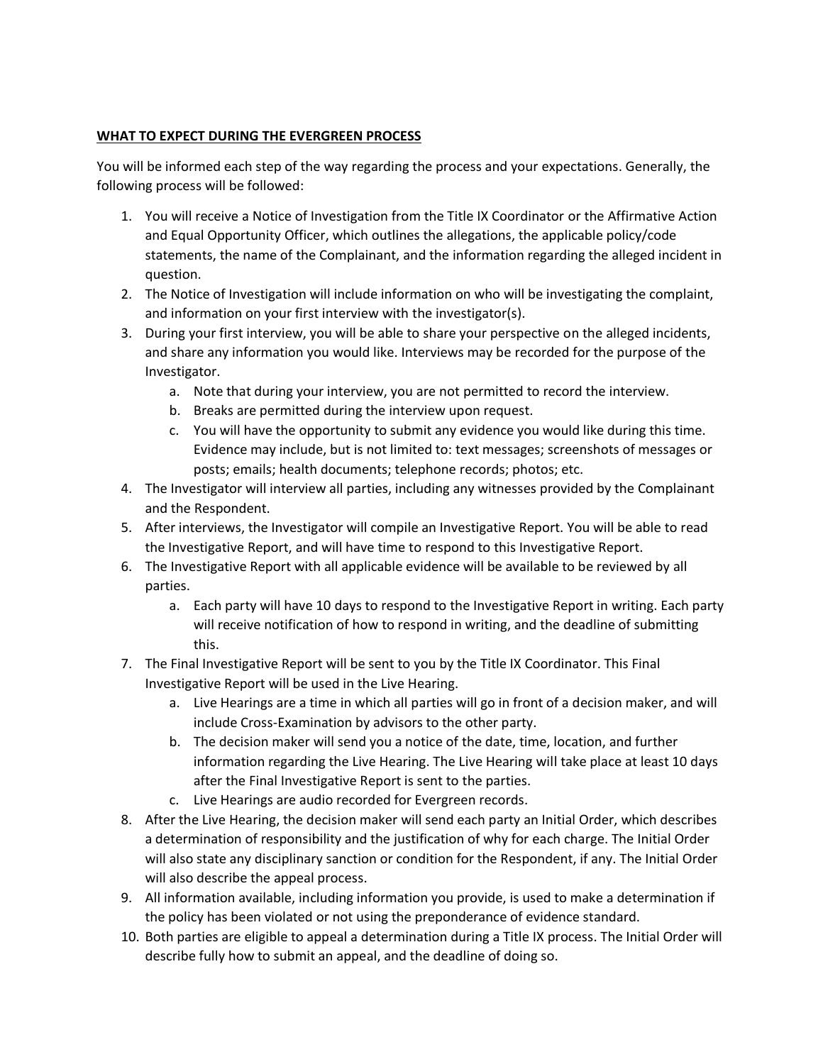**WHAT TO EXPECT DURING THE EVERGREEN PROCESS**

You will be informed each step of the way regarding the process and your expectations. Generally, the following process will be followed:

1. You will receive a Notice of Investigation from the Title IX Coordinator or the Affirmative Action and Equal Opportunity Officer, which outlines the allegations, the applicable policy/code statements, the name of the Complainant, and the information regarding the alleged incident in question.
2. The Notice of Investigation will include information on who will be investigating the complaint, and information on your first interview with the investigator(s).
3. During your first interview, you will be able to share your perspective on the alleged incidents, and share any information you would like. Interviews may be recorded for the purpose of the Investigator.
    a. Note that during your interview, you are not permitted to record the interview.
    b. Breaks are permitted during the interview upon request.
    c. You will have the opportunity to submit any evidence you would like during this time. Evidence may include, but is not limited to: text messages; screenshots of messages or posts; emails; health documents; telephone records; photos; etc.
4. The Investigator will interview all parties, including any witnesses provided by the Complainant and the Respondent.
5. After interviews, the Investigator will compile an Investigative Report. You will be able to read the Investigative Report, and will have time to respond to this Investigative Report.
6. The Investigative Report with all applicable evidence will be available to be reviewed by all parties.
    a. Each party will have 10 days to respond to the Investigative Report in writing. Each party will receive notification of how to respond in writing, and the deadline of submitting this.
7. The Final Investigative Report will be sent to you by the Title IX Coordinator. This Final Investigative Report will be used in the Live Hearing.
    a. Live Hearings are a time in which all parties will go in front of a decision maker, and will include Cross-Examination by advisors to the other party.
    b. The decision maker will send you a notice of the date, time, location, and further information regarding the Live Hearing. The Live Hearing will take place at least 10 days after the Final Investigative Report is sent to the parties.
    c. Live Hearings are audio recorded for Evergreen records.
8. After the Live Hearing, the decision maker will send each party an Initial Order, which describes a determination of responsibility and the justification of why for each charge. The Initial Order will also state any disciplinary sanction or condition for the Respondent, if any. The Initial Order will also describe the appeal process.
9. All information available, including information you provide, is used to make a determination if the policy has been violated or not using the preponderance of evidence standard.
10. Both parties are eligible to appeal a determination during a Title IX process. The Initial Order will describe fully how to submit an appeal, and the deadline of doing so.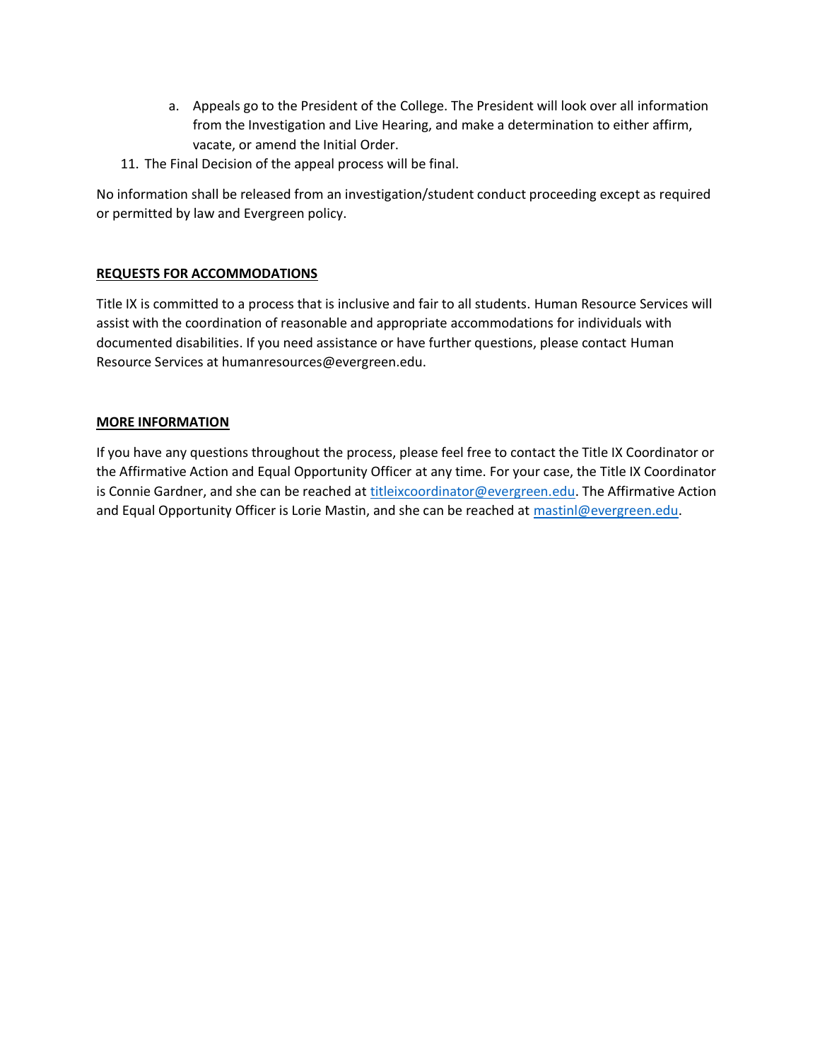a. Appeals go to the President of the College. The President will look over all information from the Investigation and Live Hearing, and make a determination to either affirm, vacate, or amend the Initial Order.

11. The Final Decision of the appeal process will be final.

No information shall be released from an investigation/student conduct proceeding except as required or permitted by law and Evergreen policy.

**REQUESTS FOR ACCOMMODATIONS**

Title IX is committed to a process that is inclusive and fair to all students. Human Resource Services will assist with the coordination of reasonable and appropriate accommodations for individuals with documented disabilities. If you need assistance or have further questions, please contact Human Resource Services at humanresources@evergreen.edu.

**MORE INFORMATION**

If you have any questions throughout the process, please feel free to contact the Title IX Coordinator or the Affirmative Action and Equal Opportunity Officer at any time. For your case, the Title IX Coordinator is Connie Gardner, and she can be reached at titleixcoordinator@evergreen.edu. The Affirmative Action and Equal Opportunity Officer is Lorie Mastin, and she can be reached at mastinl@evergreen.edu.